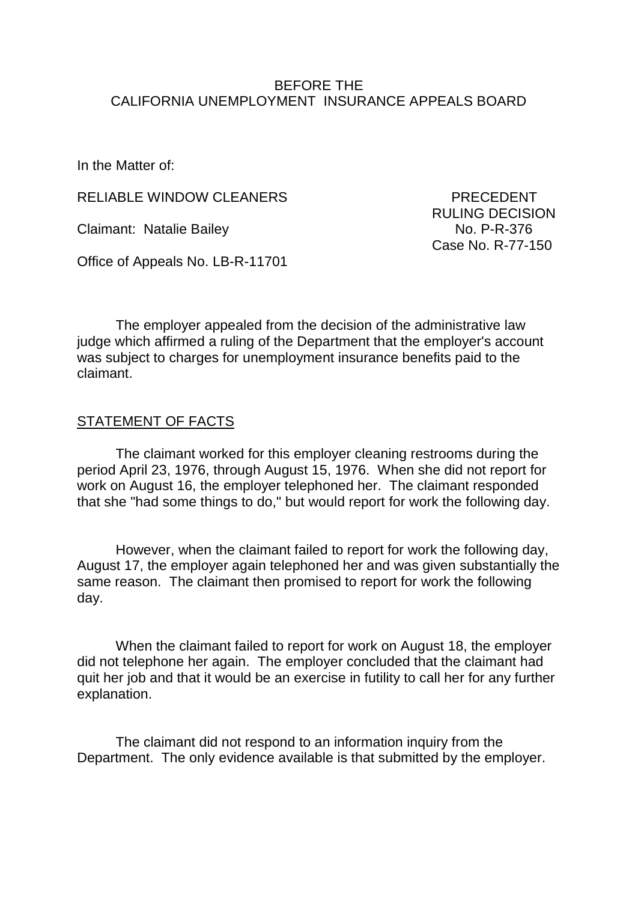BEFORE THE
CALIFORNIA UNEMPLOYMENT INSURANCE APPEALS BOARD

In the Matter of:

RELIABLE WINDOW CLEANERS

Claimant: Natalie Bailey

Office of Appeals No. LB-R-11701

PRECEDENT
RULING DECISION
No. P-R-376
Case No. R-77-150

The employer appealed from the decision of the administrative law judge which affirmed a ruling of the Department that the employer's account was subject to charges for unemployment insurance benefits paid to the claimant.

## STATEMENT OF FACTS

The claimant worked for this employer cleaning restrooms during the period April 23, 1976, through August 15, 1976. When she did not report for work on August 16, the employer telephoned her. The claimant responded that she "had some things to do," but would report for work the following day.

However, when the claimant failed to report for work the following day, August 17, the employer again telephoned her and was given substantially the same reason. The claimant then promised to report for work the following day.

When the claimant failed to report for work on August 18, the employer did not telephone her again. The employer concluded that the claimant had quit her job and that it would be an exercise in futility to call her for any further explanation.

The claimant did not respond to an information inquiry from the Department. The only evidence available is that submitted by the employer.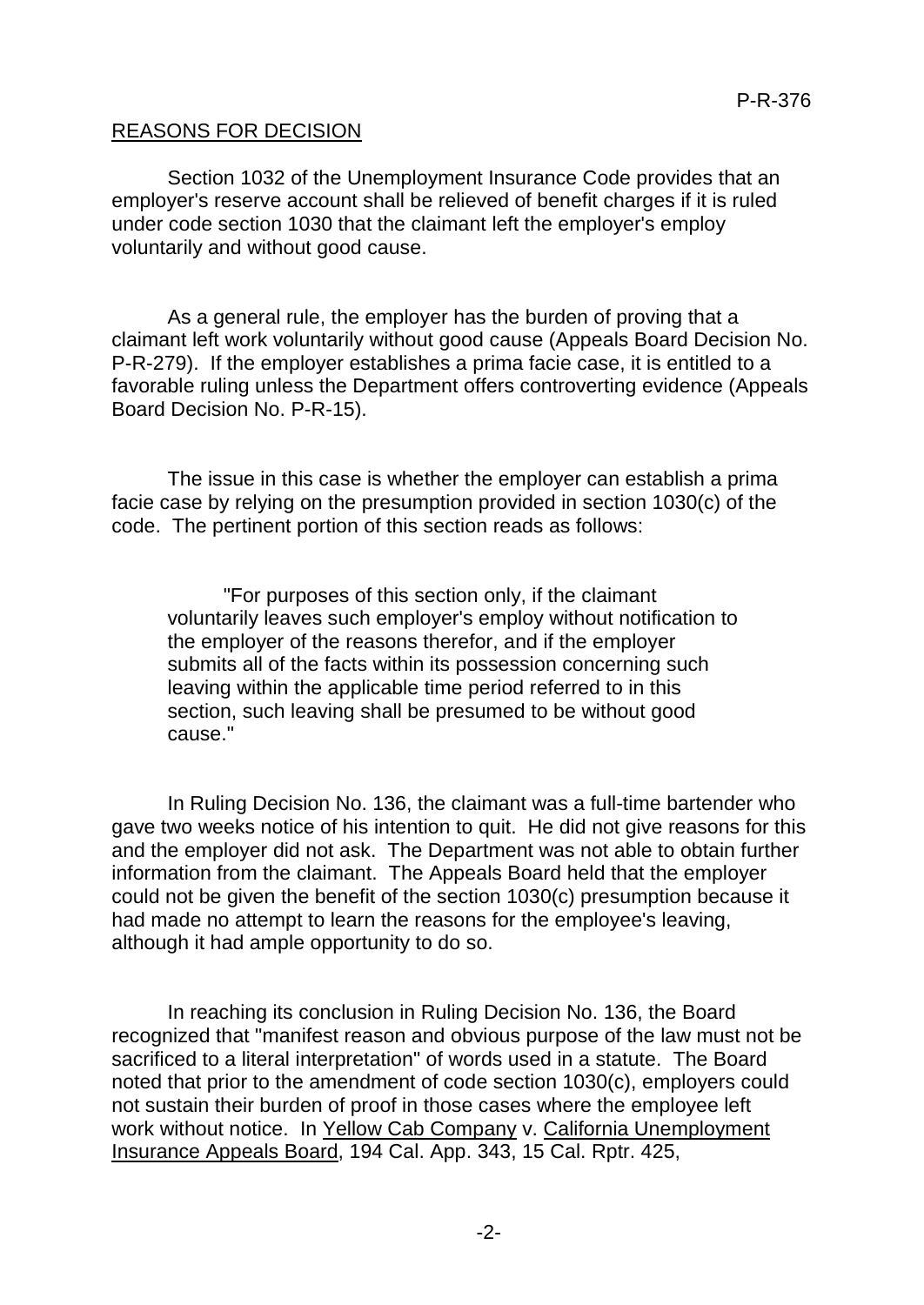## REASONS FOR DECISION

Section 1032 of the Unemployment Insurance Code provides that an employer's reserve account shall be relieved of benefit charges if it is ruled under code section 1030 that the claimant left the employer's employ voluntarily and without good cause.

As a general rule, the employer has the burden of proving that a claimant left work voluntarily without good cause (Appeals Board Decision No. P-R-279). If the employer establishes a prima facie case, it is entitled to a favorable ruling unless the Department offers controverting evidence (Appeals Board Decision No. P-R-15).

The issue in this case is whether the employer can establish a prima facie case by relying on the presumption provided in section 1030(c) of the code. The pertinent portion of this section reads as follows:

> "For purposes of this section only, if the claimant voluntarily leaves such employer's employ without notification to the employer of the reasons therefor, and if the employer submits all of the facts within its possession concerning such leaving within the applicable time period referred to in this section, such leaving shall be presumed to be without good cause."

In Ruling Decision No. 136, the claimant was a full-time bartender who gave two weeks notice of his intention to quit. He did not give reasons for this and the employer did not ask. The Department was not able to obtain further information from the claimant. The Appeals Board held that the employer could not be given the benefit of the section 1030(c) presumption because it had made no attempt to learn the reasons for the employee's leaving, although it had ample opportunity to do so.

In reaching its conclusion in Ruling Decision No. 136, the Board recognized that "manifest reason and obvious purpose of the law must not be sacrificed to a literal interpretation" of words used in a statute. The Board noted that prior to the amendment of code section 1030(c), employers could not sustain their burden of proof in those cases where the employee left work without notice. In Yellow Cab Company v. California Unemployment Insurance Appeals Board, 194 Cal. App. 343, 15 Cal. Rptr. 425,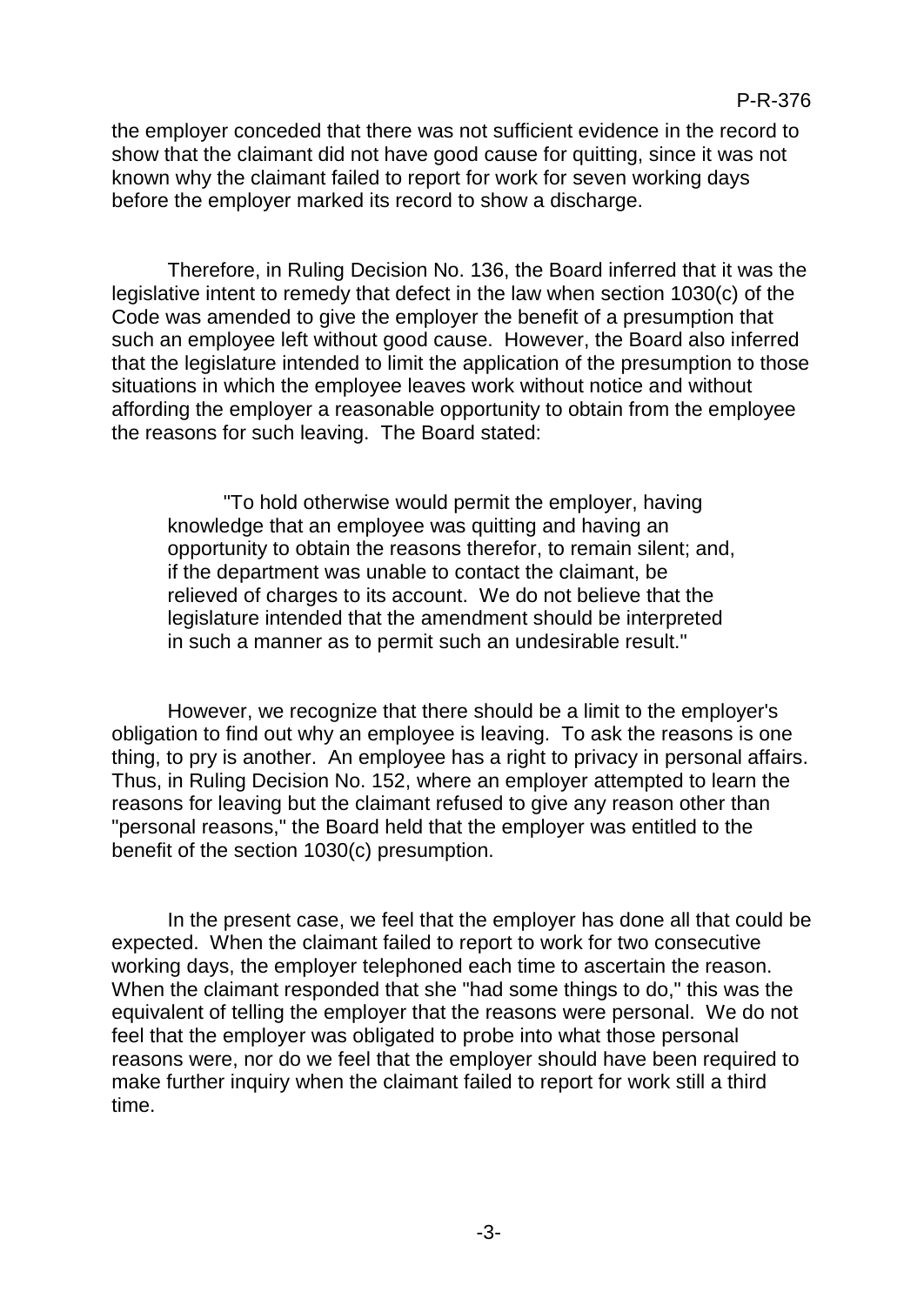the employer conceded that there was not sufficient evidence in the record to show that the claimant did not have good cause for quitting, since it was not known why the claimant failed to report for work for seven working days before the employer marked its record to show a discharge.

Therefore, in Ruling Decision No. 136, the Board inferred that it was the legislative intent to remedy that defect in the law when section 1030(c) of the Code was amended to give the employer the benefit of a presumption that such an employee left without good cause. However, the Board also inferred that the legislature intended to limit the application of the presumption to those situations in which the employee leaves work without notice and without affording the employer a reasonable opportunity to obtain from the employee the reasons for such leaving. The Board stated:

> "To hold otherwise would permit the employer, having knowledge that an employee was quitting and having an opportunity to obtain the reasons therefor, to remain silent; and, if the department was unable to contact the claimant, be relieved of charges to its account. We do not believe that the legislature intended that the amendment should be interpreted in such a manner as to permit such an undesirable result."

However, we recognize that there should be a limit to the employer's obligation to find out why an employee is leaving. To ask the reasons is one thing, to pry is another. An employee has a right to privacy in personal affairs. Thus, in Ruling Decision No. 152, where an employer attempted to learn the reasons for leaving but the claimant refused to give any reason other than "personal reasons," the Board held that the employer was entitled to the benefit of the section 1030(c) presumption.

In the present case, we feel that the employer has done all that could be expected. When the claimant failed to report to work for two consecutive working days, the employer telephoned each time to ascertain the reason. When the claimant responded that she "had some things to do," this was the equivalent of telling the employer that the reasons were personal. We do not feel that the employer was obligated to probe into what those personal reasons were, nor do we feel that the employer should have been required to make further inquiry when the claimant failed to report for work still a third time.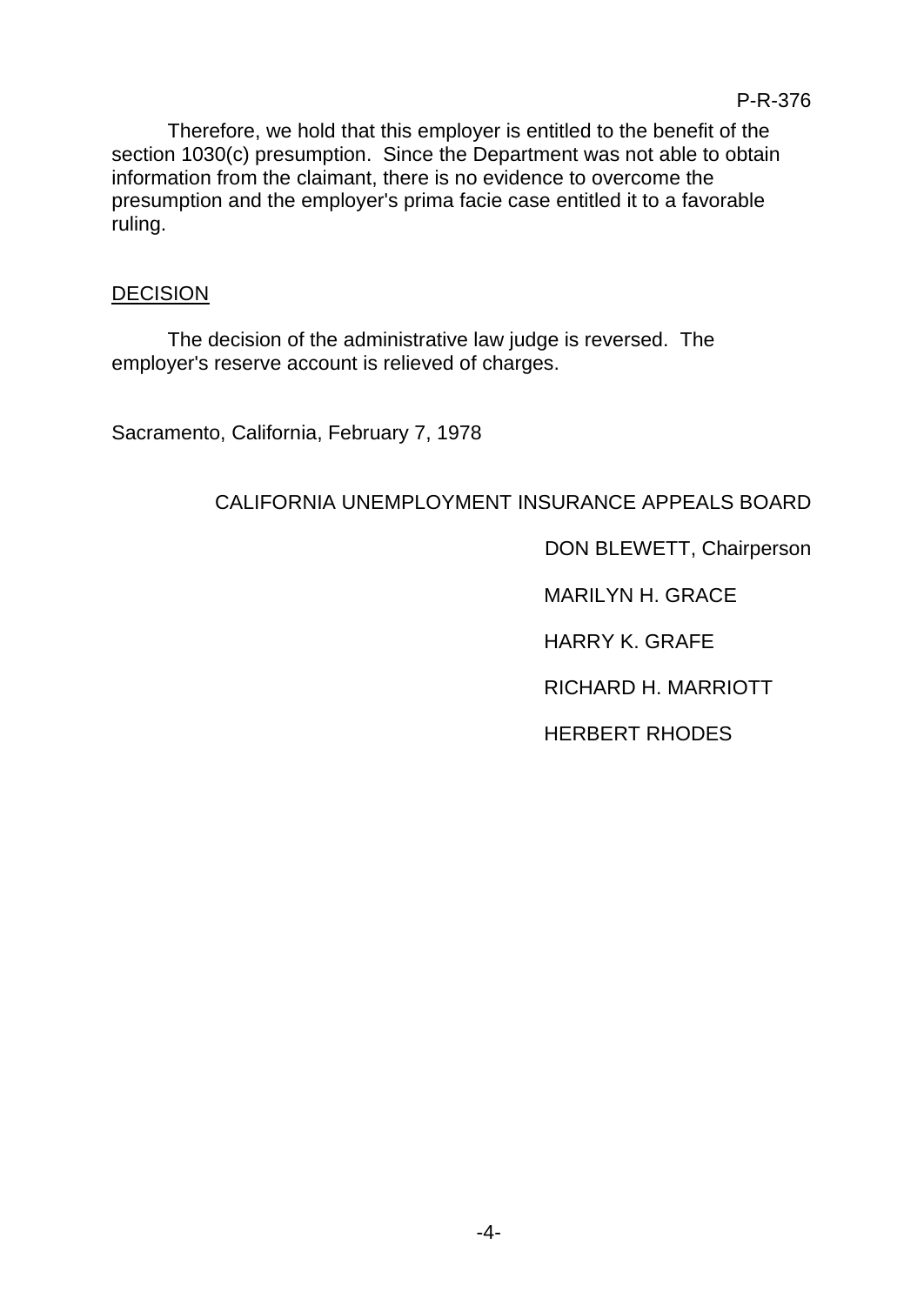Therefore, we hold that this employer is entitled to the benefit of the section 1030(c) presumption. Since the Department was not able to obtain information from the claimant, there is no evidence to overcome the presumption and the employer's prima facie case entitled it to a favorable ruling.

## DECISION

The decision of the administrative law judge is reversed. The employer's reserve account is relieved of charges.

Sacramento, California, February 7, 1978

CALIFORNIA UNEMPLOYMENT INSURANCE APPEALS BOARD

DON BLEWETT, Chairperson

MARILYN H. GRACE

HARRY K. GRAFE

RICHARD H. MARRIOTT

HERBERT RHODES